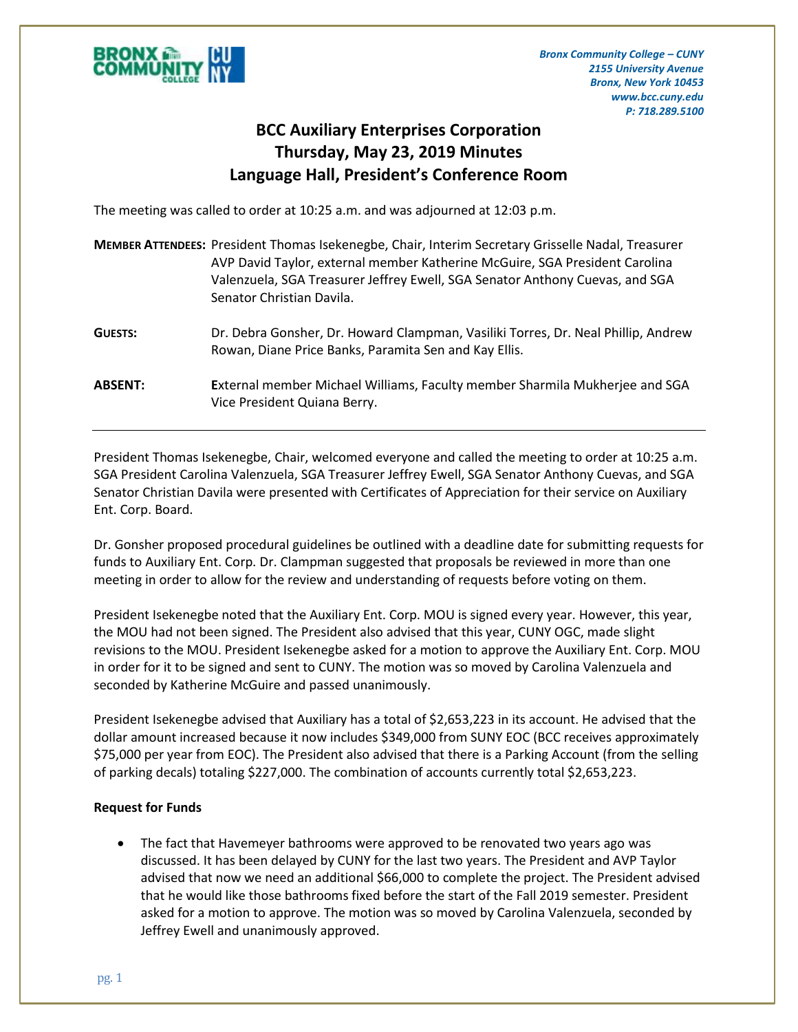*Bronx Community College – CUNY*
*2155 University Avenue*
*Bronx, New York 10453*
*www.bcc.cuny.edu*
*P: 718.289.5100*

# BCC Auxiliary Enterprises Corporation
## Thursday, May 23, 2019 Minutes
## Language Hall, President's Conference Room

The meeting was called to order at 10:25 a.m. and was adjourned at 12:03 p.m.

**MEMBER ATTENDEES:** President Thomas Isekenegbe, Chair, Interim Secretary Grisselle Nadal, Treasurer AVP David Taylor, external member Katherine McGuire, SGA President Carolina Valenzuela, SGA Treasurer Jeffrey Ewell, SGA Senator Anthony Cuevas, and SGA Senator Christian Davila.

**GUESTS:** Dr. Debra Gonsher, Dr. Howard Clampman, Vasiliki Torres, Dr. Neal Phillip, Andrew Rowan, Diane Price Banks, Paramita Sen and Kay Ellis.

**ABSENT:** External member Michael Williams, Faculty member Sharmila Mukherjee and SGA Vice President Quiana Berry.

---

President Thomas Isekenegbe, Chair, welcomed everyone and called the meeting to order at 10:25 a.m. SGA President Carolina Valenzuela, SGA Treasurer Jeffrey Ewell, SGA Senator Anthony Cuevas, and SGA Senator Christian Davila were presented with Certificates of Appreciation for their service on Auxiliary Ent. Corp. Board.

Dr. Gonsher proposed procedural guidelines be outlined with a deadline date for submitting requests for funds to Auxiliary Ent. Corp. Dr. Clampman suggested that proposals be reviewed in more than one meeting in order to allow for the review and understanding of requests before voting on them.

President Isekenegbe noted that the Auxiliary Ent. Corp. MOU is signed every year. However, this year, the MOU had not been signed. The President also advised that this year, CUNY OGC, made slight revisions to the MOU. President Isekenegbe asked for a motion to approve the Auxiliary Ent. Corp. MOU in order for it to be signed and sent to CUNY. The motion was so moved by Carolina Valenzuela and seconded by Katherine McGuire and passed unanimously.

President Isekenegbe advised that Auxiliary has a total of $2,653,223 in its account. He advised that the dollar amount increased because it now includes $349,000 from SUNY EOC (BCC receives approximately $75,000 per year from EOC). The President also advised that there is a Parking Account (from the selling of parking decals) totaling $227,000. The combination of accounts currently total $2,653,223.

**Request for Funds**

- The fact that Havemeyer bathrooms were approved to be renovated two years ago was discussed. It has been delayed by CUNY for the last two years. The President and AVP Taylor advised that now we need an additional $66,000 to complete the project. The President advised that he would like those bathrooms fixed before the start of the Fall 2019 semester. President asked for a motion to approve. The motion was so moved by Carolina Valenzuela, seconded by Jeffrey Ewell and unanimously approved.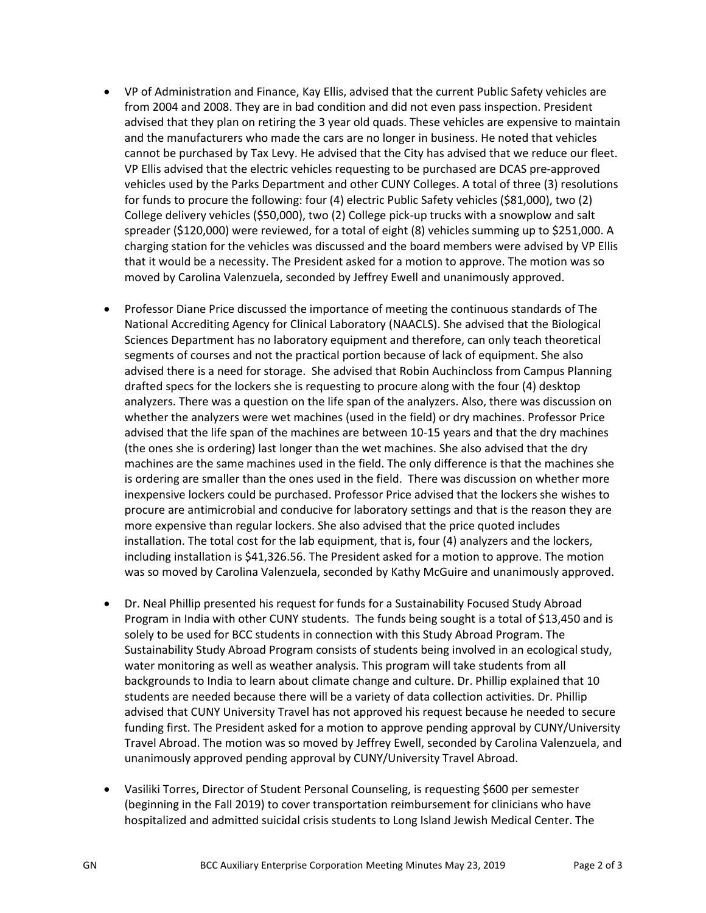- VP of Administration and Finance, Kay Ellis, advised that the current Public Safety vehicles are from 2004 and 2008. They are in bad condition and did not even pass inspection. President advised that they plan on retiring the 3 year old quads. These vehicles are expensive to maintain and the manufacturers who made the cars are no longer in business. He noted that vehicles cannot be purchased by Tax Levy. He advised that the City has advised that we reduce our fleet. VP Ellis advised that the electric vehicles requesting to be purchased are DCAS pre-approved vehicles used by the Parks Department and other CUNY Colleges. A total of three (3) resolutions for funds to procure the following: four (4) electric Public Safety vehicles ($81,000), two (2) College delivery vehicles ($50,000), two (2) College pick-up trucks with a snowplow and salt spreader ($120,000) were reviewed, for a total of eight (8) vehicles summing up to $251,000. A charging station for the vehicles was discussed and the board members were advised by VP Ellis that it would be a necessity. The President asked for a motion to approve. The motion was so moved by Carolina Valenzuela, seconded by Jeffrey Ewell and unanimously approved.

- Professor Diane Price discussed the importance of meeting the continuous standards of The National Accrediting Agency for Clinical Laboratory (NAACLS). She advised that the Biological Sciences Department has no laboratory equipment and therefore, can only teach theoretical segments of courses and not the practical portion because of lack of equipment. She also advised there is a need for storage. She advised that Robin Auchincloss from Campus Planning drafted specs for the lockers she is requesting to procure along with the four (4) desktop analyzers. There was a question on the life span of the analyzers. Also, there was discussion on whether the analyzers were wet machines (used in the field) or dry machines. Professor Price advised that the life span of the machines are between 10-15 years and that the dry machines (the ones she is ordering) last longer than the wet machines. She also advised that the dry machines are the same machines used in the field. The only difference is that the machines she is ordering are smaller than the ones used in the field. There was discussion on whether more inexpensive lockers could be purchased. Professor Price advised that the lockers she wishes to procure are antimicrobial and conducive for laboratory settings and that is the reason they are more expensive than regular lockers. She also advised that the price quoted includes installation. The total cost for the lab equipment, that is, four (4) analyzers and the lockers, including installation is $41,326.56. The President asked for a motion to approve. The motion was so moved by Carolina Valenzuela, seconded by Kathy McGuire and unanimously approved.

- Dr. Neal Phillip presented his request for funds for a Sustainability Focused Study Abroad Program in India with other CUNY students. The funds being sought is a total of $13,450 and is solely to be used for BCC students in connection with this Study Abroad Program. The Sustainability Study Abroad Program consists of students being involved in an ecological study, water monitoring as well as weather analysis. This program will take students from all backgrounds to India to learn about climate change and culture. Dr. Phillip explained that 10 students are needed because there will be a variety of data collection activities. Dr. Phillip advised that CUNY University Travel has not approved his request because he needed to secure funding first. The President asked for a motion to approve pending approval by CUNY/University Travel Abroad. The motion was so moved by Jeffrey Ewell, seconded by Carolina Valenzuela, and unanimously approved pending approval by CUNY/University Travel Abroad.

- Vasiliki Torres, Director of Student Personal Counseling, is requesting $600 per semester (beginning in the Fall 2019) to cover transportation reimbursement for clinicians who have hospitalized and admitted suicidal crisis students to Long Island Jewish Medical Center. The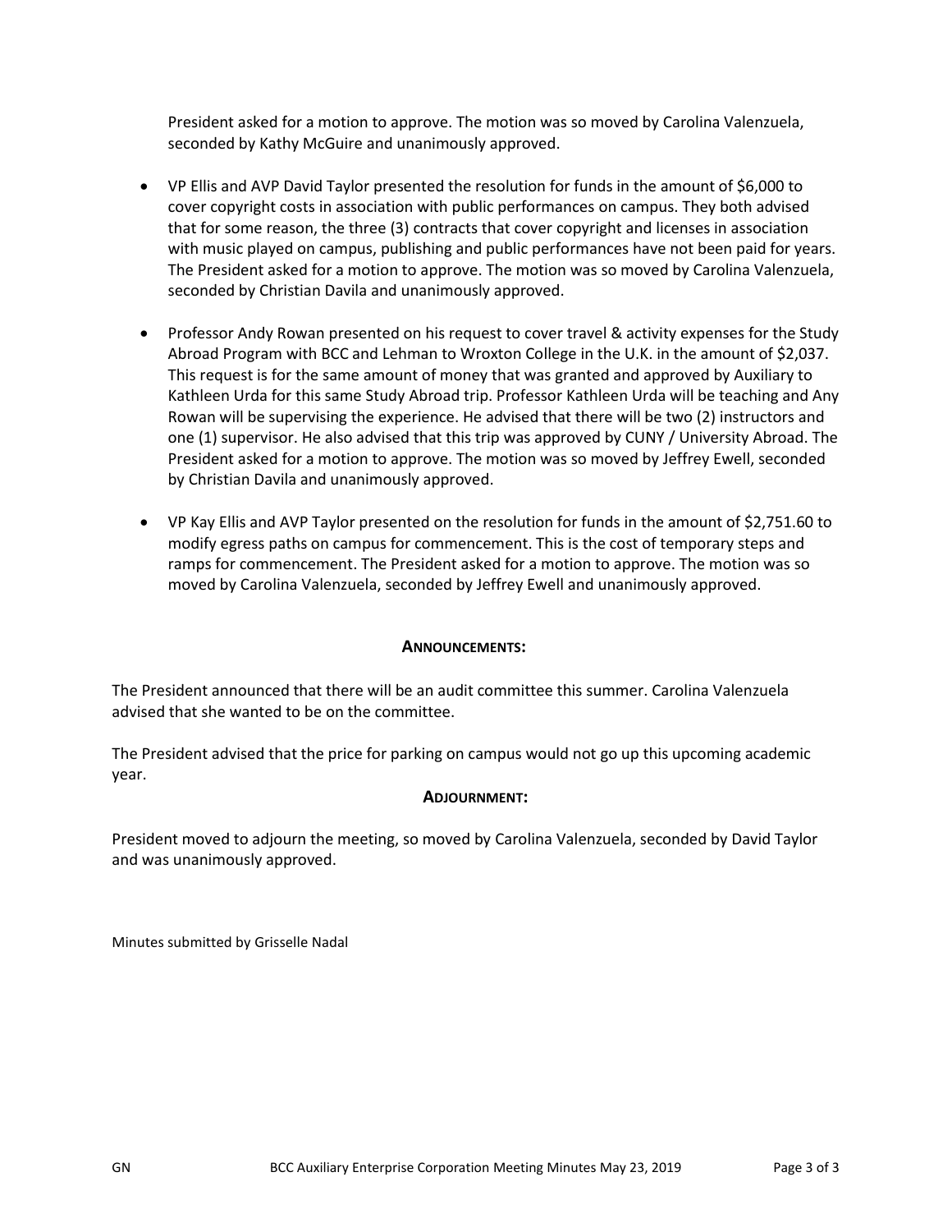President asked for a motion to approve. The motion was so moved by Carolina Valenzuela, seconded by Kathy McGuire and unanimously approved.

- VP Ellis and AVP David Taylor presented the resolution for funds in the amount of $6,000 to cover copyright costs in association with public performances on campus. They both advised that for some reason, the three (3) contracts that cover copyright and licenses in association with music played on campus, publishing and public performances have not been paid for years. The President asked for a motion to approve. The motion was so moved by Carolina Valenzuela, seconded by Christian Davila and unanimously approved.

- Professor Andy Rowan presented on his request to cover travel & activity expenses for the Study Abroad Program with BCC and Lehman to Wroxton College in the U.K. in the amount of $2,037. This request is for the same amount of money that was granted and approved by Auxiliary to Kathleen Urda for this same Study Abroad trip. Professor Kathleen Urda will be teaching and Any Rowan will be supervising the experience. He advised that there will be two (2) instructors and one (1) supervisor. He also advised that this trip was approved by CUNY / University Abroad. The President asked for a motion to approve. The motion was so moved by Jeffrey Ewell, seconded by Christian Davila and unanimously approved.

- VP Kay Ellis and AVP Taylor presented on the resolution for funds in the amount of $2,751.60 to modify egress paths on campus for commencement. This is the cost of temporary steps and ramps for commencement. The President asked for a motion to approve. The motion was so moved by Carolina Valenzuela, seconded by Jeffrey Ewell and unanimously approved.

## **ANNOUNCEMENTS:**

The President announced that there will be an audit committee this summer. Carolina Valenzuela advised that she wanted to be on the committee.

The President advised that the price for parking on campus would not go up this upcoming academic year.

## **ADJOURNMENT:**

President moved to adjourn the meeting, so moved by Carolina Valenzuela, seconded by David Taylor and was unanimously approved.

Minutes submitted by Grisselle Nadal